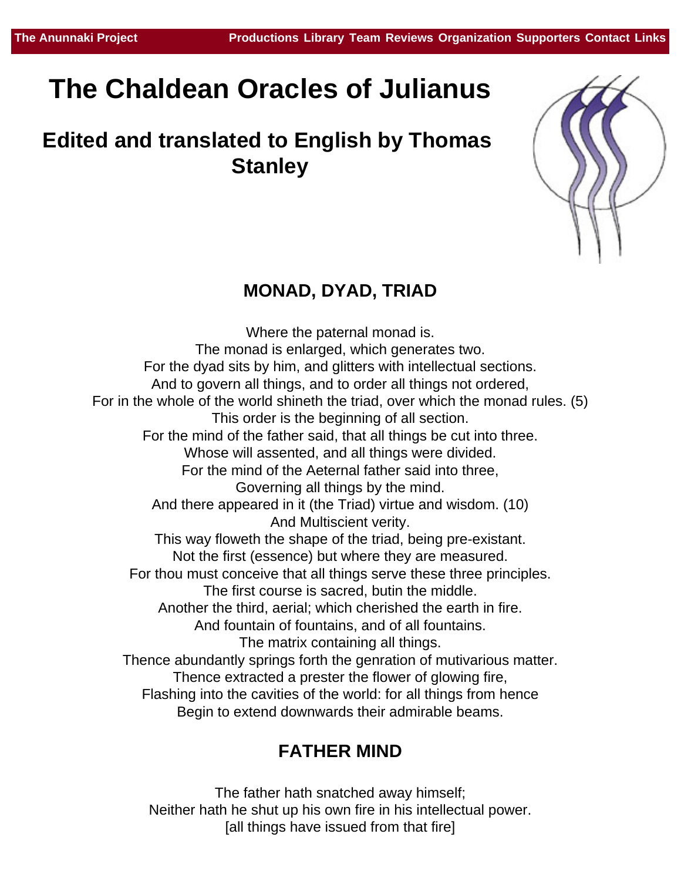# The Chaldean Oracles of Julianus

## Edited and translated to English by Thomas Stanley

### MONAD, DYAD, TRIAD

Where the paternal monad is.
The monad is enlarged, which generates two.
For the dyad sits by him, and glitters with intellectual sections.
And to govern all things, and to order all things not ordered,
For in the whole of the world shineth the triad, over which the monad rules. (5)
This order is the beginning of all section.
For the mind of the father said, that all things be cut into three.
Whose will assented, and all things were divided.
For the mind of the Aeternal father said into three,
Governing all things by the mind.
And there appeared in it (the Triad) virtue and wisdom. (10)
And Multiscient verity.
This way floweth the shape of the triad, being pre-existant.
Not the first (essence) but where they are measured.
For thou must conceive that all things serve these three principles.
The first course is sacred, butin the middle.
Another the third, aerial; which cherished the earth in fire.
And fountain of fountains, and of all fountains.
The matrix containing all things.
Thence abundantly springs forth the genration of mutivarious matter.
Thence extracted a prester the flower of glowing fire,
Flashing into the cavities of the world: for all things from hence
Begin to extend downwards their admirable beams.

### FATHER MIND

The father hath snatched away himself;
Neither hath he shut up his own fire in his intellectual power.
[all things have issued from that fire]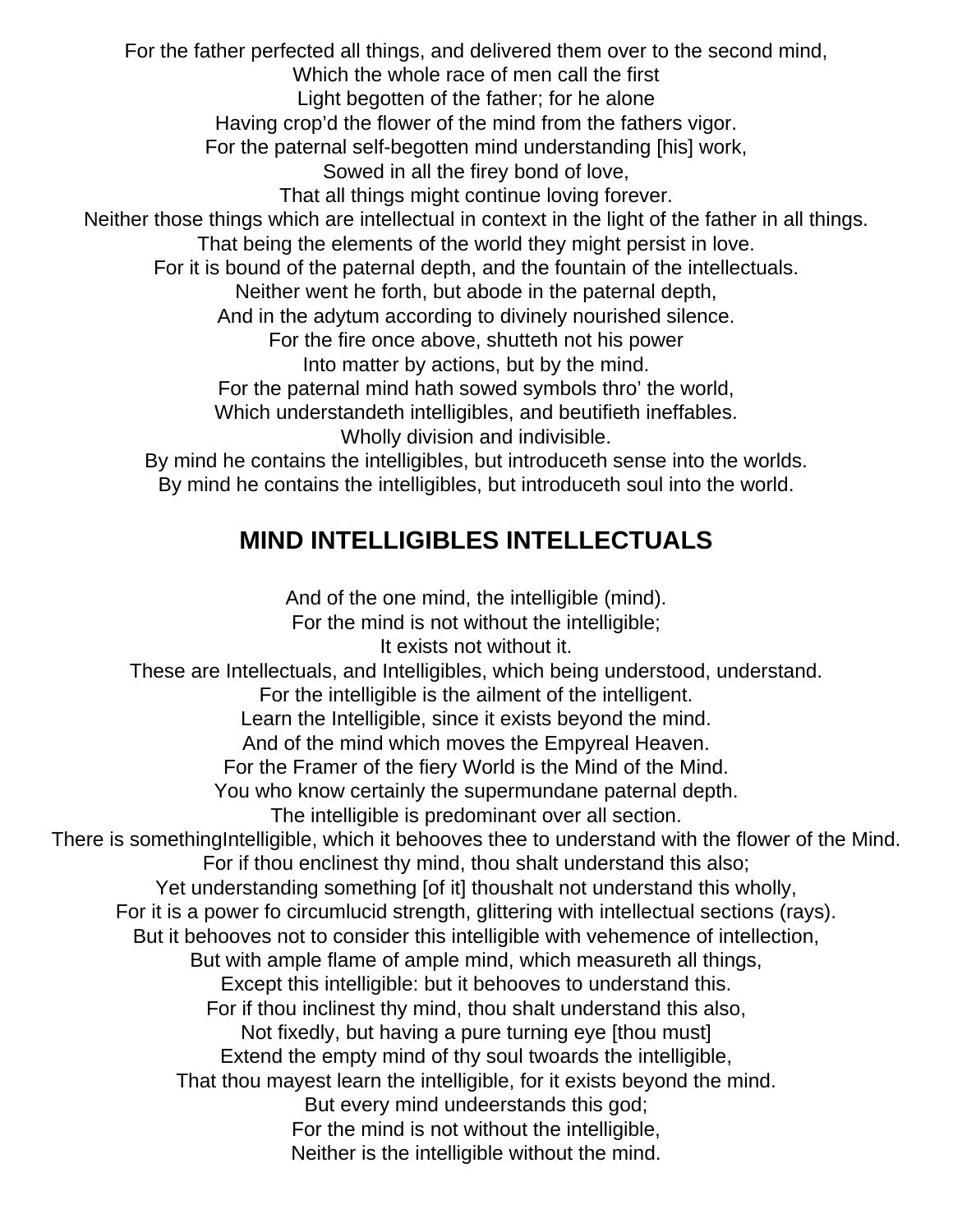For the father perfected all things, and delivered them over to the second mind,
Which the whole race of men call the first
Light begotten of the father; for he alone
Having crop'd the flower of the mind from the fathers vigor.
For the paternal self-begotten mind understanding [his] work,
Sowed in all the firey bond of love,
That all things might continue loving forever.
Neither those things which are intellectual in context in the light of the father in all things.
That being the elements of the world they might persist in love.
For it is bound of the paternal depth, and the fountain of the intellectuals.
Neither went he forth, but abode in the paternal depth,
And in the adytum according to divinely nourished silence.
For the fire once above, shutteth not his power
Into matter by actions, but by the mind.
For the paternal mind hath sowed symbols thro' the world,
Which understandeth intelligibles, and beutifieth ineffables.
Wholly division and indivisible.
By mind he contains the intelligibles, but introduceth sense into the worlds.
By mind he contains the intelligibles, but introduceth soul into the world.

## MIND INTELLIGIBLES INTELLECTUALS

And of the one mind, the intelligible (mind).
For the mind is not without the intelligible;
It exists not without it.
These are Intellectuals, and Intelligibles, which being understood, understand.
For the intelligible is the ailment of the intelligent.
Learn the Intelligible, since it exists beyond the mind.
And of the mind which moves the Empyreal Heaven.
For the Framer of the fiery World is the Mind of the Mind.
You who know certainly the supermundane paternal depth.
The intelligible is predominant over all section.
There is somethingIntelligible, which it behooves thee to understand with the flower of the Mind.
For if thou enclinest thy mind, thou shalt understand this also;
Yet understanding something [of it] thoushalt not understand this wholly,
For it is a power fo circumlucid strength, glittering with intellectual sections (rays).
But it behooves not to consider this intelligible with vehemence of intellection,
But with ample flame of ample mind, which measureth all things,
Except this intelligible: but it behooves to understand this.
For if thou inclinest thy mind, thou shalt understand this also,
Not fixedly, but having a pure turning eye [thou must]
Extend the empty mind of thy soul twoards the intelligible,
That thou mayest learn the intelligible, for it exists beyond the mind.
But every mind undeerstands this god;
For the mind is not without the intelligible,
Neither is the intelligible without the mind.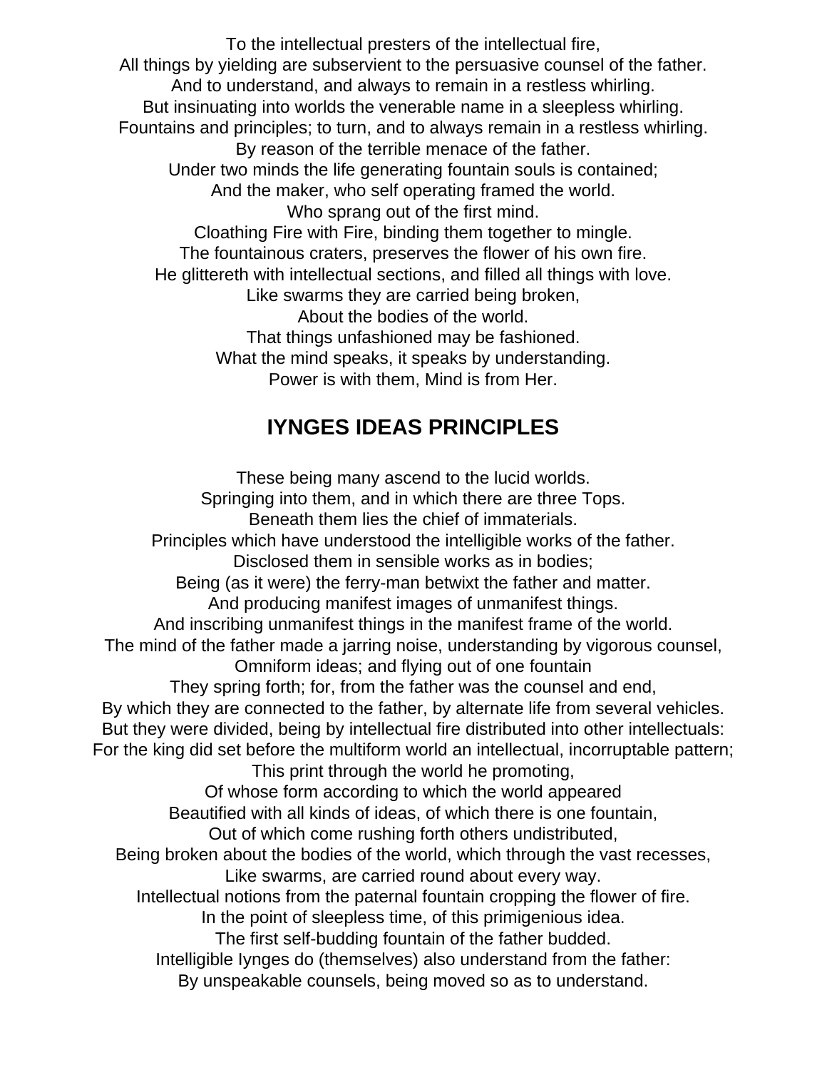To the intellectual presters of the intellectual fire,  
All things by yielding are subservient to the persuasive counsel of the father.  
And to understand, and always to remain in a restless whirling.  
But insinuating into worlds the venerable name in a sleepless whirling.  
Fountains and principles; to turn, and to always remain in a restless whirling.  
By reason of the terrible menace of the father.  
Under two minds the life generating fountain souls is contained;  
And the maker, who self operating framed the world.  
Who sprang out of the first mind.  
Cloathing Fire with Fire, binding them together to mingle.  
The fountainous craters, preserves the flower of his own fire.  
He glittereth with intellectual sections, and filled all things with love.  
Like swarms they are carried being broken,  
About the bodies of the world.  
That things unfashioned may be fashioned.  
What the mind speaks, it speaks by understanding.  
Power is with them, Mind is from Her.

## IYNGES IDEAS PRINCIPLES

These being many ascend to the lucid worlds.  
Springing into them, and in which there are three Tops.  
Beneath them lies the chief of immaterials.  
Principles which have understood the intelligible works of the father.  
Disclosed them in sensible works as in bodies;  
Being (as it were) the ferry-man betwixt the father and matter.  
And producing manifest images of unmanifest things.  
And inscribing unmanifest things in the manifest frame of the world.  
The mind of the father made a jarring noise, understanding by vigorous counsel,  
Omniform ideas; and flying out of one fountain  
They spring forth; for, from the father was the counsel and end,  
By which they are connected to the father, by alternate life from several vehicles.  
But they were divided, being by intellectual fire distributed into other intellectuals:  
For the king did set before the multiform world an intellectual, incorruptable pattern;  
This print through the world he promoting,  
Of whose form according to which the world appeared  
Beautified with all kinds of ideas, of which there is one fountain,  
Out of which come rushing forth others undistributed,  
Being broken about the bodies of the world, which through the vast recesses,  
Like swarms, are carried round about every way.  
Intellectual notions from the paternal fountain cropping the flower of fire.  
In the point of sleepless time, of this primigenious idea.  
The first self-budding fountain of the father budded.  
Intelligible Iynges do (themselves) also understand from the father:  
By unspeakable counsels, being moved so as to understand.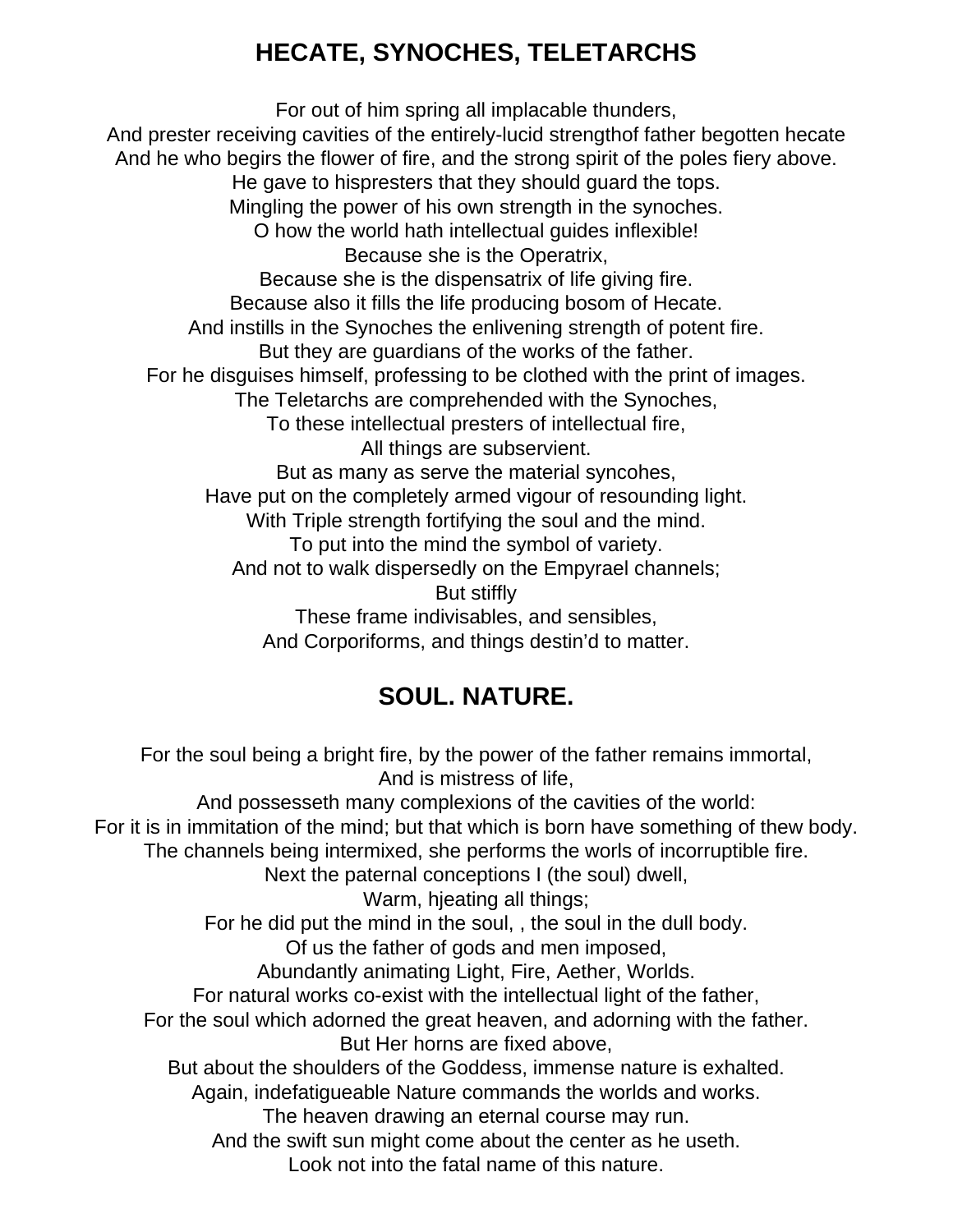## HECATE, SYNOCHES, TELETARCHS

For out of him spring all implacable thunders,
And prester receiving cavities of the entirely-lucid strengthof father begotten hecate
And he who begirs the flower of fire, and the strong spirit of the poles fiery above.
He gave to hispresters that they should guard the tops.
Mingling the power of his own strength in the synoches.
O how the world hath intellectual guides inflexible!
Because she is the Operatrix,
Because she is the dispensatrix of life giving fire.
Because also it fills the life producing bosom of Hecate.
And instills in the Synoches the enlivening strength of potent fire.
But they are guardians of the works of the father.
For he disguises himself, professing to be clothed with the print of images.
The Teletarchs are comprehended with the Synoches,
To these intellectual presters of intellectual fire,
All things are subservient.
But as many as serve the material syncohes,
Have put on the completely armed vigour of resounding light.
With Triple strength fortifying the soul and the mind.
To put into the mind the symbol of variety.
And not to walk dispersedly on the Empyrael channels;
But stiffly
These frame indivisables, and sensibles,
And Corporiforms, and things destin'd to matter.

## SOUL. NATURE.

For the soul being a bright fire, by the power of the father remains immortal,
And is mistress of life,
And possesseth many complexions of the cavities of the world:
For it is in immitation of the mind; but that which is born have something of thew body.
The channels being intermixed, she performs the worls of incorruptible fire.
Next the paternal conceptions I (the soul) dwell,
Warm, hjeating all things;
For he did put the mind in the soul, , the soul in the dull body.
Of us the father of gods and men imposed,
Abundantly animating Light, Fire, Aether, Worlds.
For natural works co-exist with the intellectual light of the father,
For the soul which adorned the great heaven, and adorning with the father.
But Her horns are fixed above,
But about the shoulders of the Goddess, immense nature is exhalted.
Again, indefatigueable Nature commands the worlds and works.
The heaven drawing an eternal course may run.
And the swift sun might come about the center as he useth.
Look not into the fatal name of this nature.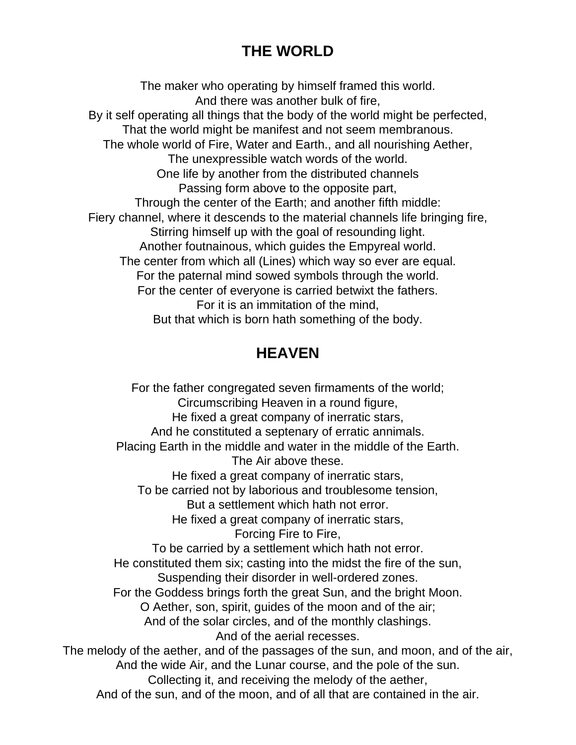## THE WORLD

The maker who operating by himself framed this world.  
And there was another bulk of fire,  
By it self operating all things that the body of the world might be perfected,  
That the world might be manifest and not seem membranous.  
The whole world of Fire, Water and Earth., and all nourishing Aether,  
The unexpressible watch words of the world.  
One life by another from the distributed channels  
Passing form above to the opposite part,  
Through the center of the Earth; and another fifth middle:  
Fiery channel, where it descends to the material channels life bringing fire,  
Stirring himself up with the goal of resounding light.  
Another foutnainous, which guides the Empyreal world.  
The center from which all (Lines) which way so ever are equal.  
For the paternal mind sowed symbols through the world.  
For the center of everyone is carried betwixt the fathers.  
For it is an immitation of the mind,  
But that which is born hath something of the body.

## HEAVEN

For the father congregated seven firmaments of the world;  
Circumscribing Heaven in a round figure,  
He fixed a great company of inerratic stars,  
And he constituted a septenary of erratic annimals.  
Placing Earth in the middle and water in the middle of the Earth.  
The Air above these.  
He fixed a great company of inerratic stars,  
To be carried not by laborious and troublesome tension,  
But a settlement which hath not error.  
He fixed a great company of inerratic stars,  
Forcing Fire to Fire,  
To be carried by a settlement which hath not error.  
He constituted them six; casting into the midst the fire of the sun,  
Suspending their disorder in well-ordered zones.  
For the Goddess brings forth the great Sun, and the bright Moon.  
O Aether, son, spirit, guides of the moon and of the air;  
And of the solar circles, and of the monthly clashings.  
And of the aerial recesses.  
The melody of the aether, and of the passages of the sun, and moon, and of the air,  
And the wide Air, and the Lunar course, and the pole of the sun.  
Collecting it, and receiving the melody of the aether,  
And of the sun, and of the moon, and of all that are contained in the air.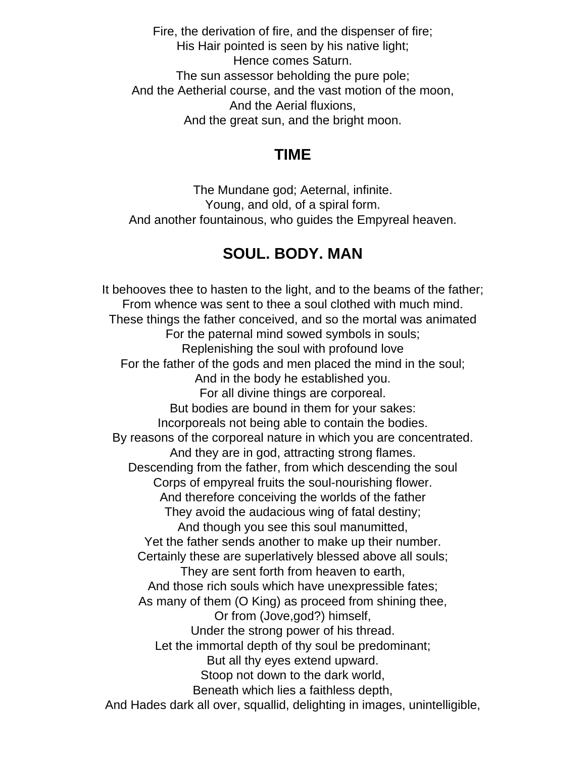Fire, the derivation of fire, and the dispenser of fire;
His Hair pointed is seen by his native light;
Hence comes Saturn.
The sun assessor beholding the pure pole;
And the Aetherial course, and the vast motion of the moon,
And the Aerial fluxions,
And the great sun, and the bright moon.

## TIME

The Mundane god; Aeternal, infinite.
Young, and old, of a spiral form.
And another fountainous, who guides the Empyreal heaven.

## SOUL. BODY. MAN

It behooves thee to hasten to the light, and to the beams of the father;
From whence was sent to thee a soul clothed with much mind.
These things the father conceived, and so the mortal was animated
For the paternal mind sowed symbols in souls;
Replenishing the soul with profound love
For the father of the gods and men placed the mind in the soul;
And in the body he established you.
For all divine things are corporeal.
But bodies are bound in them for your sakes:
Incorporeals not being able to contain the bodies.
By reasons of the corporeal nature in which you are concentrated.
And they are in god, attracting strong flames.
Descending from the father, from which descending the soul
Corps of empyreal fruits the soul-nourishing flower.
And therefore conceiving the worlds of the father
They avoid the audacious wing of fatal destiny;
And though you see this soul manumitted,
Yet the father sends another to make up their number.
Certainly these are superlatively blessed above all souls;
They are sent forth from heaven to earth,
And those rich souls which have unexpressible fates;
As many of them (O King) as proceed from shining thee,
Or from (Jove,god?) himself,
Under the strong power of his thread.
Let the immortal depth of thy soul be predominant;
But all thy eyes extend upward.
Stoop not down to the dark world,
Beneath which lies a faithless depth,
And Hades dark all over, squallid, delighting in images, unintelligible,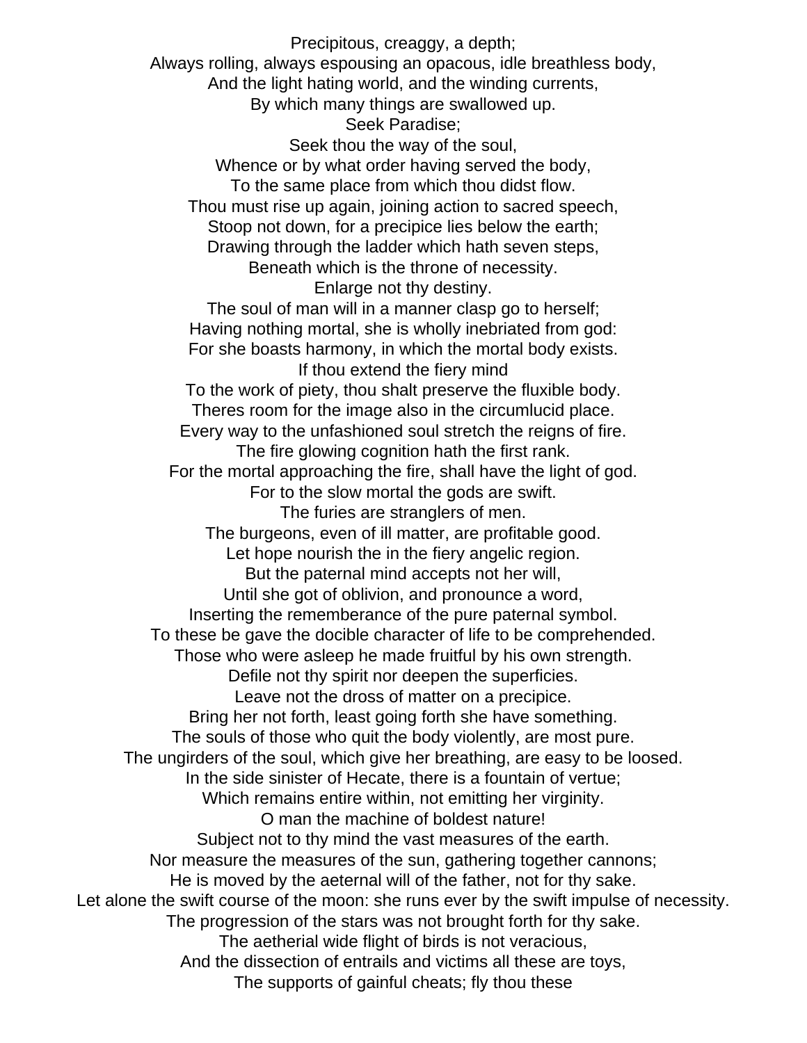Precipitous, creaggy, a depth;
Always rolling, always espousing an opacous, idle breathless body,
And the light hating world, and the winding currents,
By which many things are swallowed up.
Seek Paradise;
Seek thou the way of the soul,
Whence or by what order having served the body,
To the same place from which thou didst flow.
Thou must rise up again, joining action to sacred speech,
Stoop not down, for a precipice lies below the earth;
Drawing through the ladder which hath seven steps,
Beneath which is the throne of necessity.
Enlarge not thy destiny.
The soul of man will in a manner clasp go to herself;
Having nothing mortal, she is wholly inebriated from god:
For she boasts harmony, in which the mortal body exists.
If thou extend the fiery mind
To the work of piety, thou shalt preserve the fluxible body.
Theres room for the image also in the circumlucid place.
Every way to the unfashioned soul stretch the reigns of fire.
The fire glowing cognition hath the first rank.
For the mortal approaching the fire, shall have the light of god.
For to the slow mortal the gods are swift.
The furies are stranglers of men.
The burgeons, even of ill matter, are profitable good.
Let hope nourish the in the fiery angelic region.
But the paternal mind accepts not her will,
Until she got of oblivion, and pronounce a word,
Inserting the rememberance of the pure paternal symbol.
To these be gave the docible character of life to be comprehended.
Those who were asleep he made fruitful by his own strength.
Defile not thy spirit nor deepen the superficies.
Leave not the dross of matter on a precipice.
Bring her not forth, least going forth she have something.
The souls of those who quit the body violently, are most pure.
The ungirders of the soul, which give her breathing, are easy to be loosed.
In the side sinister of Hecate, there is a fountain of vertue;
Which remains entire within, not emitting her virginity.
O man the machine of boldest nature!
Subject not to thy mind the vast measures of the earth.
Nor measure the measures of the sun, gathering together cannons;
He is moved by the aeternal will of the father, not for thy sake.
Let alone the swift course of the moon: she runs ever by the swift impulse of necessity.
The progression of the stars was not brought forth for thy sake.
The aetherial wide flight of birds is not veracious,
And the dissection of entrails and victims all these are toys,
The supports of gainful cheats; fly thou these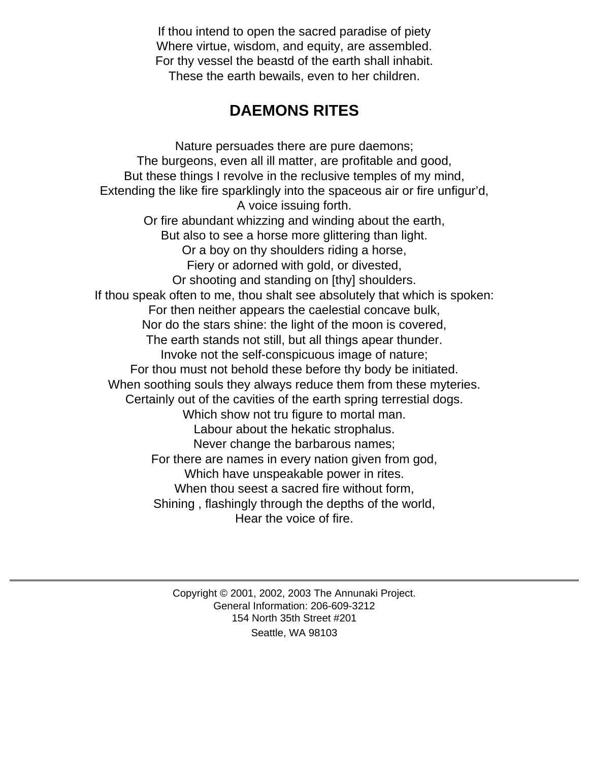If thou intend to open the sacred paradise of piety
Where virtue, wisdom, and equity, are assembled.
For thy vessel the beastd of the earth shall inhabit.
These the earth bewails, even to her children.

## DAEMONS RITES

Nature persuades there are pure daemons;
The burgeons, even all ill matter, are profitable and good,
But these things I revolve in the reclusive temples of my mind,
Extending the like fire sparklingly into the spaceous air or fire unfigur'd,
A voice issuing forth.
Or fire abundant whizzing and winding about the earth,
But also to see a horse more glittering than light.
Or a boy on thy shoulders riding a horse,
Fiery or adorned with gold, or divested,
Or shooting and standing on [thy] shoulders.
If thou speak often to me, thou shalt see absolutely that which is spoken:
For then neither appears the caelestial concave bulk,
Nor do the stars shine: the light of the moon is covered,
The earth stands not still, but all things apear thunder.
Invoke not the self-conspicuous image of nature;
For thou must not behold these before thy body be initiated.
When soothing souls they always reduce them from these myteries.
Certainly out of the cavities of the earth spring terrestial dogs.
Which show not tru figure to mortal man.
Labour about the hekatic strophalus.
Never change the barbarous names;
For there are names in every nation given from god,
Which have unspeakable power in rites.
When thou seest a sacred fire without form,
Shining , flashingly through the depths of the world,
Hear the voice of fire.

---

Copyright © 2001, 2002, 2003 The Annunaki Project.
General Information: 206-609-3212
154 North 35th Street #201
Seattle, WA 98103